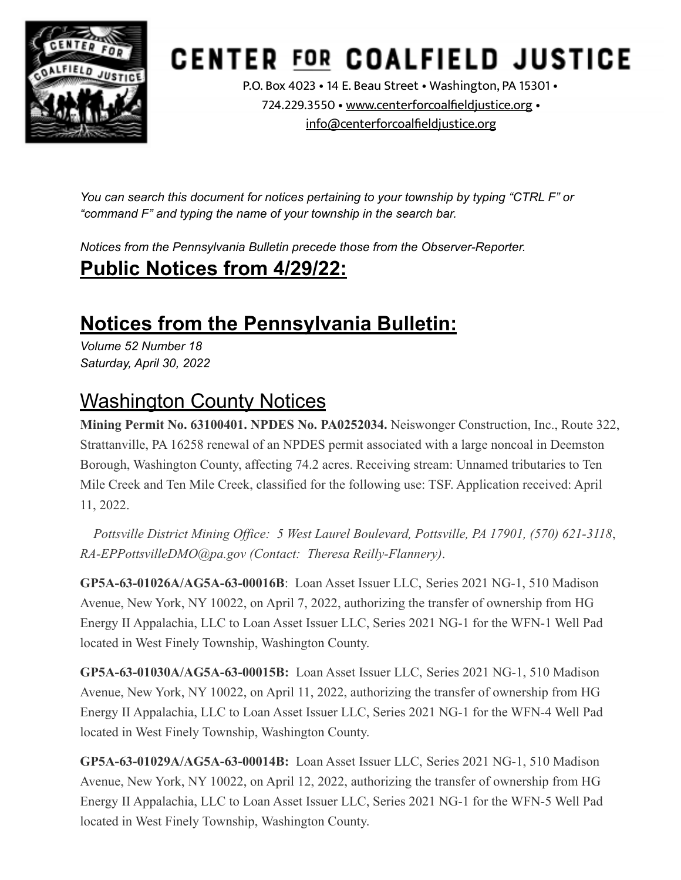# CENTER FOR COALFIELD JUSTICE

P.O. Box 4023 • 14 E. Beau Street • Washington, PA 15301 • 724.229.3550 • www.centerforcoalfieldjustice.org • info@centerforcoalfieldjustice.org

*You can search this document for notices pertaining to your township by typing "CTRL F" or "command F" and typing the name of your township in the search bar.*

*Notices from the Pennsylvania Bulletin precede those from the Observer-Reporter.*

## Public Notices from 4/29/22:

## Notices from the Pennsylvania Bulletin:

*Volume 52 Number 18*
*Saturday, April 30, 2022*

### Washington County Notices

**Mining Permit No. 63100401. NPDES No. PA0252034.** Neiswonger Construction, Inc., Route 322, Strattanville, PA 16258 renewal of an NPDES permit associated with a large noncoal in Deemston Borough, Washington County, affecting 74.2 acres. Receiving stream: Unnamed tributaries to Ten Mile Creek and Ten Mile Creek, classified for the following use: TSF. Application received: April 11, 2022.

*Pottsville District Mining Office: 5 West Laurel Boulevard, Pottsville, PA 17901, (570) 621-3118, RA-EPPottsvilleDMO@pa.gov (Contact: Theresa Reilly-Flannery).*

**GP5A-63-01026A/AG5A-63-00016B**: Loan Asset Issuer LLC, Series 2021 NG-1, 510 Madison Avenue, New York, NY 10022, on April 7, 2022, authorizing the transfer of ownership from HG Energy II Appalachia, LLC to Loan Asset Issuer LLC, Series 2021 NG-1 for the WFN-1 Well Pad located in West Finely Township, Washington County.

**GP5A-63-01030A/AG5A-63-00015B:** Loan Asset Issuer LLC, Series 2021 NG-1, 510 Madison Avenue, New York, NY 10022, on April 11, 2022, authorizing the transfer of ownership from HG Energy II Appalachia, LLC to Loan Asset Issuer LLC, Series 2021 NG-1 for the WFN-4 Well Pad located in West Finely Township, Washington County.

**GP5A-63-01029A/AG5A-63-00014B:** Loan Asset Issuer LLC, Series 2021 NG-1, 510 Madison Avenue, New York, NY 10022, on April 12, 2022, authorizing the transfer of ownership from HG Energy II Appalachia, LLC to Loan Asset Issuer LLC, Series 2021 NG-1 for the WFN-5 Well Pad located in West Finely Township, Washington County.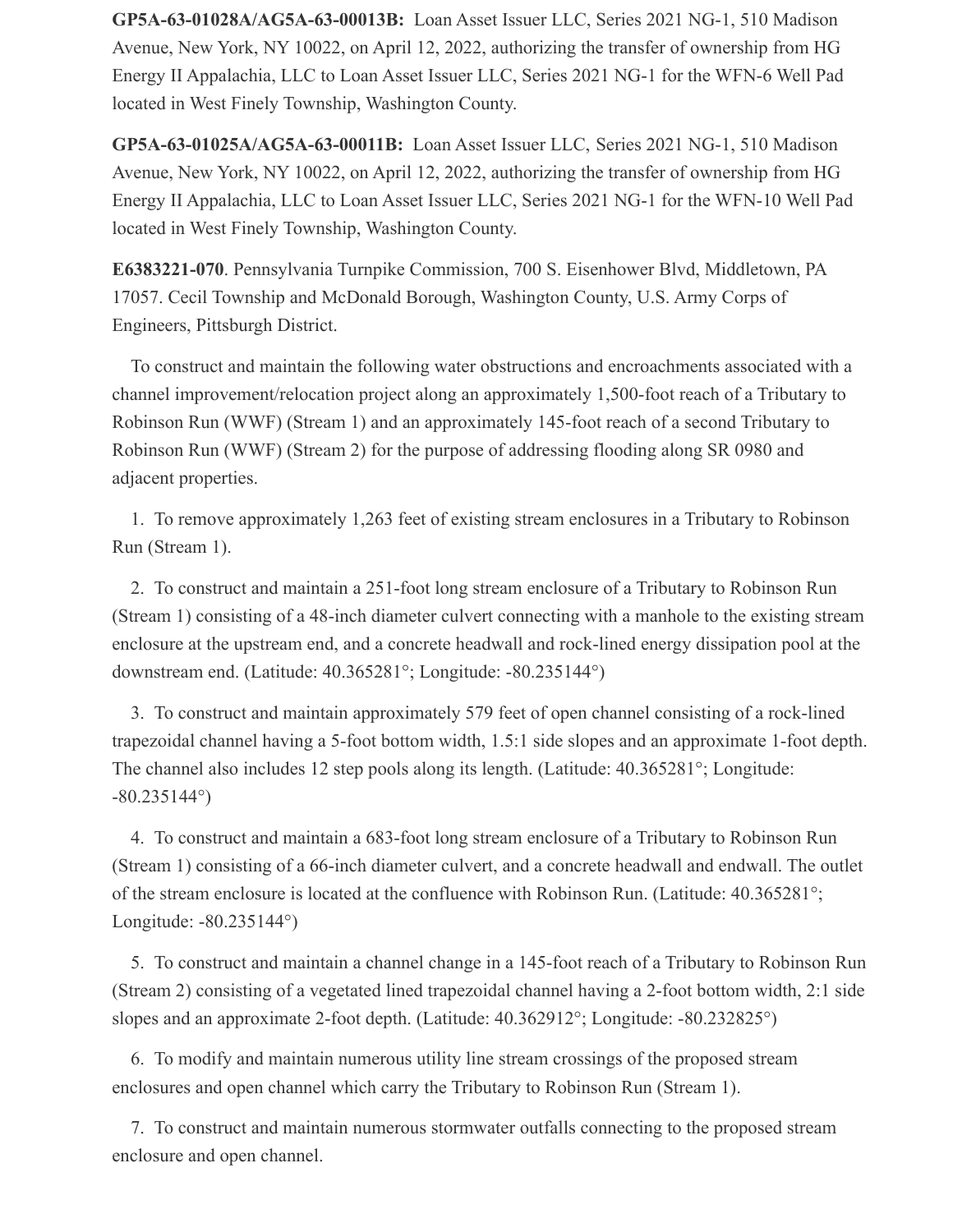**GP5A-63-01028A/AG5A-63-00013B:** Loan Asset Issuer LLC, Series 2021 NG-1, 510 Madison Avenue, New York, NY 10022, on April 12, 2022, authorizing the transfer of ownership from HG Energy II Appalachia, LLC to Loan Asset Issuer LLC, Series 2021 NG-1 for the WFN-6 Well Pad located in West Finely Township, Washington County.

**GP5A-63-01025A/AG5A-63-00011B:** Loan Asset Issuer LLC, Series 2021 NG-1, 510 Madison Avenue, New York, NY 10022, on April 12, 2022, authorizing the transfer of ownership from HG Energy II Appalachia, LLC to Loan Asset Issuer LLC, Series 2021 NG-1 for the WFN-10 Well Pad located in West Finely Township, Washington County.

**E6383221-070**. Pennsylvania Turnpike Commission, 700 S. Eisenhower Blvd, Middletown, PA 17057. Cecil Township and McDonald Borough, Washington County, U.S. Army Corps of Engineers, Pittsburgh District.

To construct and maintain the following water obstructions and encroachments associated with a channel improvement/relocation project along an approximately 1,500-foot reach of a Tributary to Robinson Run (WWF) (Stream 1) and an approximately 145-foot reach of a second Tributary to Robinson Run (WWF) (Stream 2) for the purpose of addressing flooding along SR 0980 and adjacent properties.

1. To remove approximately 1,263 feet of existing stream enclosures in a Tributary to Robinson Run (Stream 1).

2. To construct and maintain a 251-foot long stream enclosure of a Tributary to Robinson Run (Stream 1) consisting of a 48-inch diameter culvert connecting with a manhole to the existing stream enclosure at the upstream end, and a concrete headwall and rock-lined energy dissipation pool at the downstream end. (Latitude: 40.365281°; Longitude: -80.235144°)

3. To construct and maintain approximately 579 feet of open channel consisting of a rock-lined trapezoidal channel having a 5-foot bottom width, 1.5:1 side slopes and an approximate 1-foot depth. The channel also includes 12 step pools along its length. (Latitude: 40.365281°; Longitude: -80.235144°)

4. To construct and maintain a 683-foot long stream enclosure of a Tributary to Robinson Run (Stream 1) consisting of a 66-inch diameter culvert, and a concrete headwall and endwall. The outlet of the stream enclosure is located at the confluence with Robinson Run. (Latitude: 40.365281°; Longitude: -80.235144°)

5. To construct and maintain a channel change in a 145-foot reach of a Tributary to Robinson Run (Stream 2) consisting of a vegetated lined trapezoidal channel having a 2-foot bottom width, 2:1 side slopes and an approximate 2-foot depth. (Latitude: 40.362912°; Longitude: -80.232825°)

6. To modify and maintain numerous utility line stream crossings of the proposed stream enclosures and open channel which carry the Tributary to Robinson Run (Stream 1).

7. To construct and maintain numerous stormwater outfalls connecting to the proposed stream enclosure and open channel.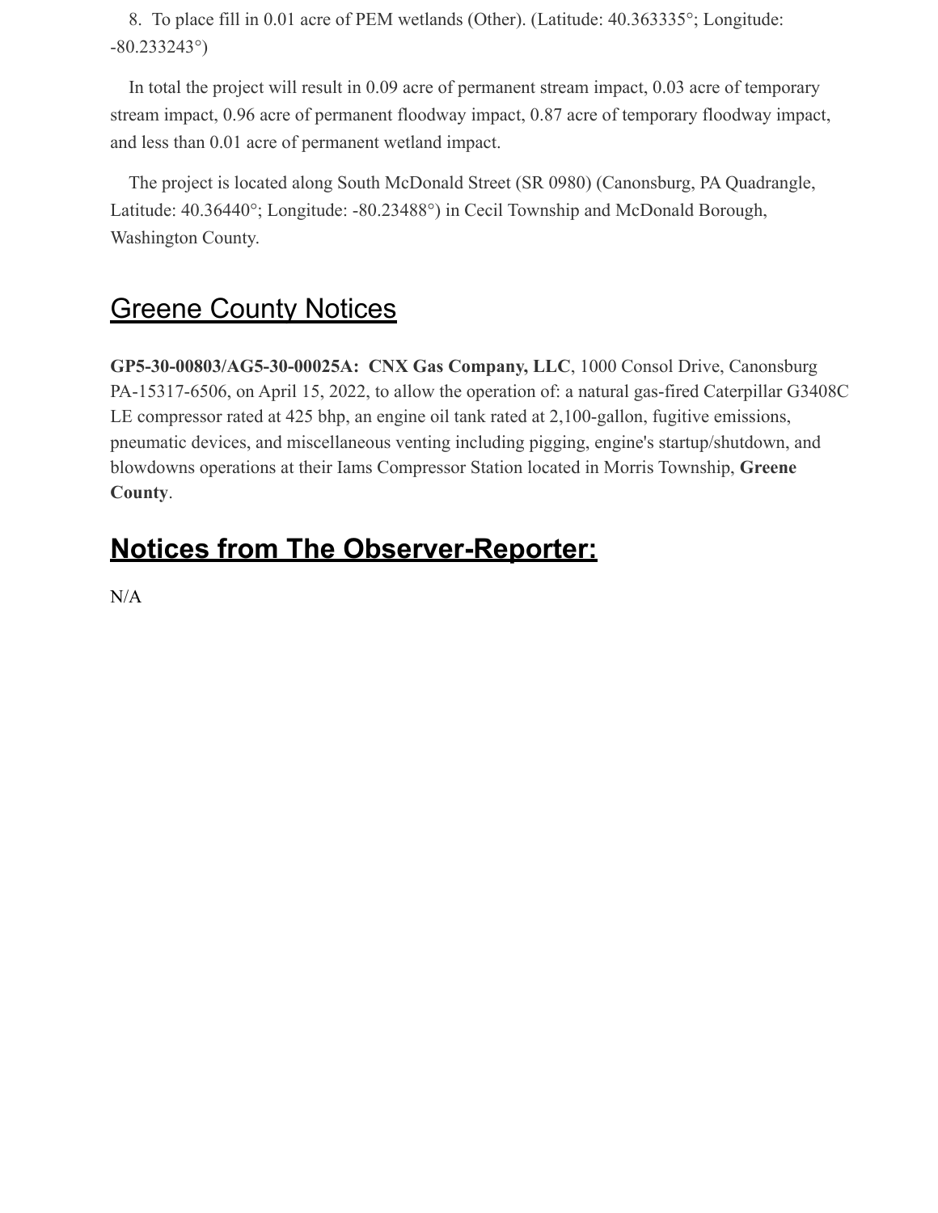8. To place fill in 0.01 acre of PEM wetlands (Other). (Latitude: 40.363335°; Longitude: -80.233243°)

In total the project will result in 0.09 acre of permanent stream impact, 0.03 acre of temporary stream impact, 0.96 acre of permanent floodway impact, 0.87 acre of temporary floodway impact, and less than 0.01 acre of permanent wetland impact.

The project is located along South McDonald Street (SR 0980) (Canonsburg, PA Quadrangle, Latitude: 40.36440°; Longitude: -80.23488°) in Cecil Township and McDonald Borough, Washington County.

## Greene County Notices

**GP5-30-00803/AG5-30-00025A: CNX Gas Company, LLC**, 1000 Consol Drive, Canonsburg PA-15317-6506, on April 15, 2022, to allow the operation of: a natural gas-fired Caterpillar G3408C LE compressor rated at 425 bhp, an engine oil tank rated at 2,100-gallon, fugitive emissions, pneumatic devices, and miscellaneous venting including pigging, engine's startup/shutdown, and blowdowns operations at their Iams Compressor Station located in Morris Township, **Greene County**.

## Notices from The Observer-Reporter:

N/A